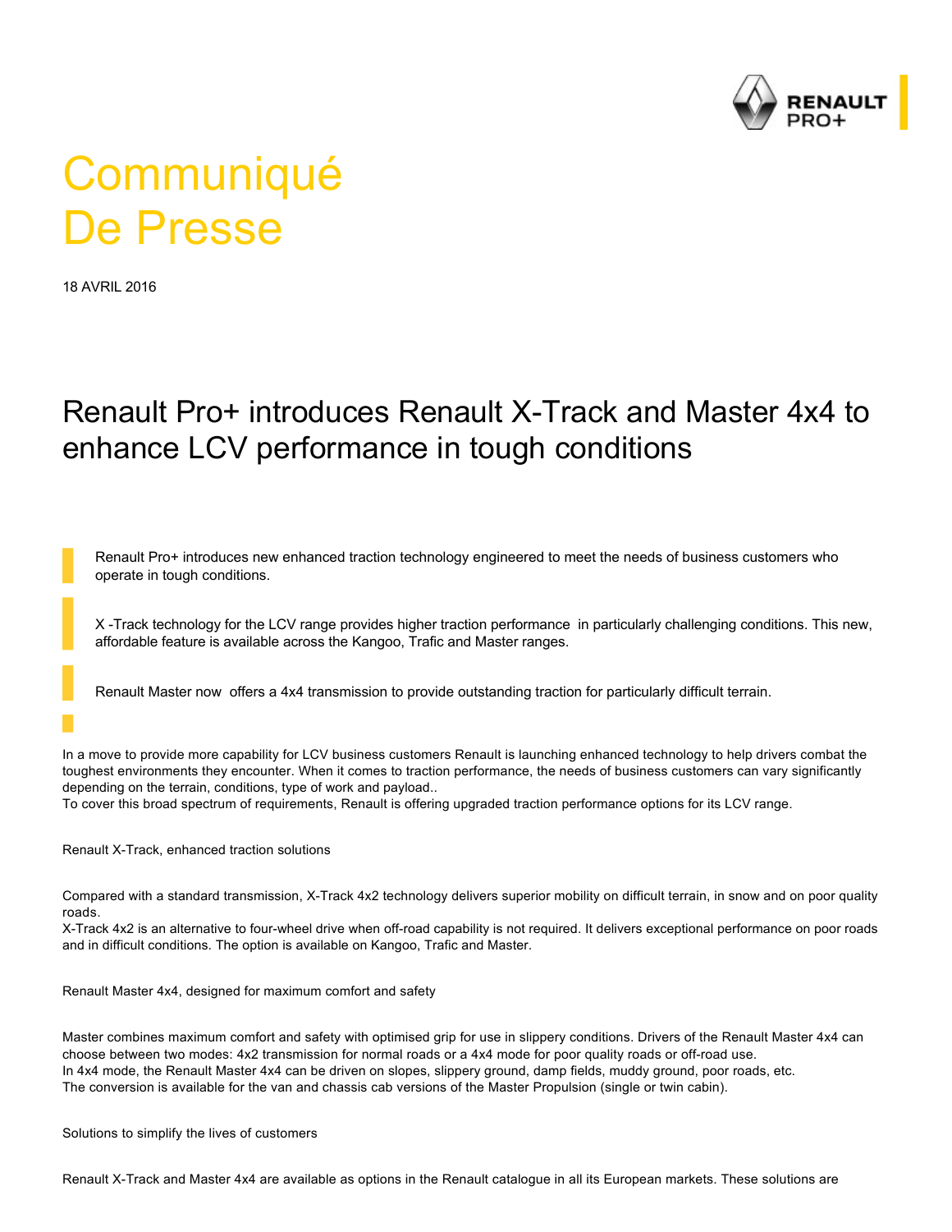# Communiqué De Presse

18 AVRIL 2016

## Renault Pro+ introduces Renault X-Track and Master 4x4 to enhance LCV performance in tough conditions

- Renault Pro+ introduces new enhanced traction technology engineered to meet the needs of business customers who operate in tough conditions.
- X -Track technology for the LCV range provides higher traction performance  in particularly challenging conditions. This new, affordable feature is available across the Kangoo, Trafic and Master ranges.
- Renault Master now  offers a 4x4 transmission to provide outstanding traction for particularly difficult terrain.

In a move to provide more capability for LCV business customers Renault is launching enhanced technology to help drivers combat the toughest environments they encounter. When it comes to traction performance, the needs of business customers can vary significantly depending on the terrain, conditions, type of work and payload..
To cover this broad spectrum of requirements, Renault is offering upgraded traction performance options for its LCV range.

Renault X-Track, enhanced traction solutions

Compared with a standard transmission, X-Track 4x2 technology delivers superior mobility on difficult terrain, in snow and on poor quality roads.
X-Track 4x2 is an alternative to four-wheel drive when off-road capability is not required. It delivers exceptional performance on poor roads and in difficult conditions. The option is available on Kangoo, Trafic and Master.

Renault Master 4x4, designed for maximum comfort and safety

Master combines maximum comfort and safety with optimised grip for use in slippery conditions. Drivers of the Renault Master 4x4 can choose between two modes: 4x2 transmission for normal roads or a 4x4 mode for poor quality roads or off-road use.
In 4x4 mode, the Renault Master 4x4 can be driven on slopes, slippery ground, damp fields, muddy ground, poor roads, etc.
The conversion is available for the van and chassis cab versions of the Master Propulsion (single or twin cabin).

Solutions to simplify the lives of customers

Renault X-Track and Master 4x4 are available as options in the Renault catalogue in all its European markets. These solutions are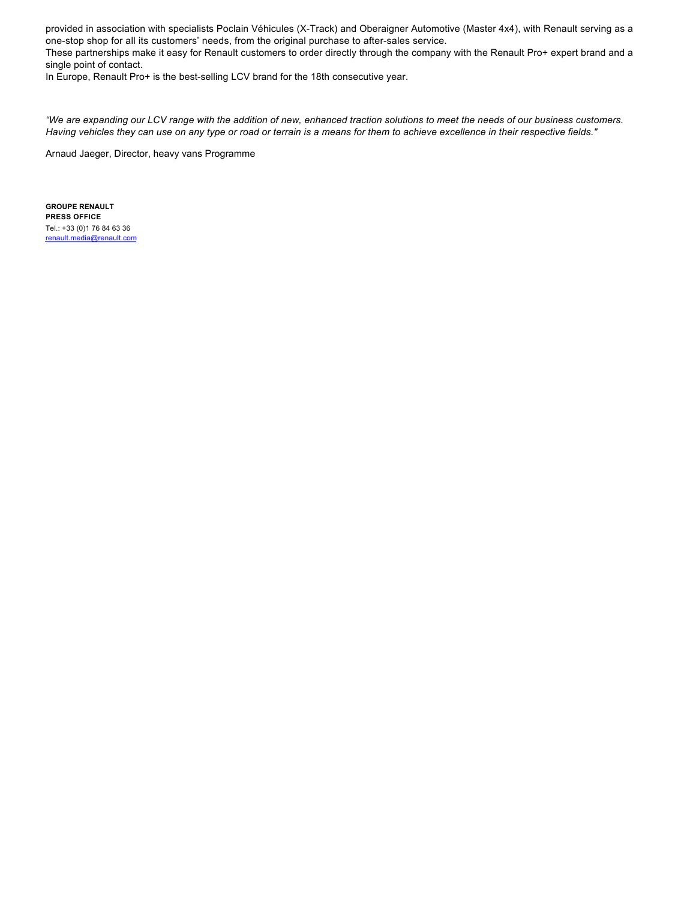provided in association with specialists Poclain Véhicules (X-Track) and Oberaigner Automotive (Master 4x4), with Renault serving as a one-stop shop for all its customers' needs, from the original purchase to after-sales service.
These partnerships make it easy for Renault customers to order directly through the company with the Renault Pro+ expert brand and a single point of contact.
In Europe, Renault Pro+ is the best-selling LCV brand for the 18th consecutive year.

*"We are expanding our LCV range with the addition of new, enhanced traction solutions to meet the needs of our business customers. Having vehicles they can use on any type or road or terrain is a means for them to achieve excellence in their respective fields."*

Arnaud Jaeger, Director, heavy vans Programme

**GROUPE RENAULT**
**PRESS OFFICE**
Tel.: +33 (0)1 76 84 63 36
renault.media@renault.com